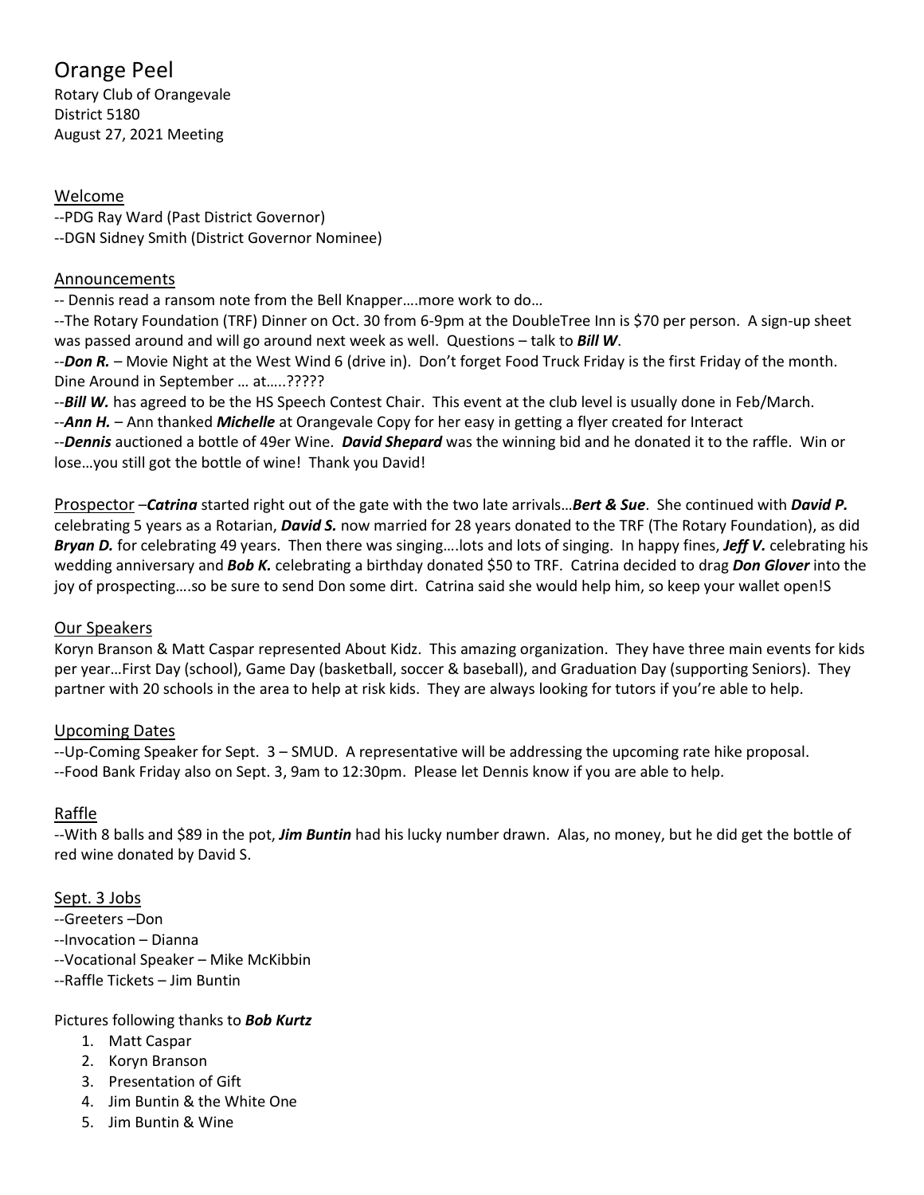# Orange Peel

Rotary Club of Orangevale
District 5180
August 27, 2021 Meeting

## Welcome

--PDG Ray Ward (Past District Governor)
--DGN Sidney Smith (District Governor Nominee)

## Announcements

-- Dennis read a ransom note from the Bell Knapper….more work to do…
--The Rotary Foundation (TRF) Dinner on Oct. 30 from 6-9pm at the DoubleTree Inn is $70 per person. A sign-up sheet was passed around and will go around next week as well. Questions – talk to ***Bill W***.
--***Don R.*** – Movie Night at the West Wind 6 (drive in). Don't forget Food Truck Friday is the first Friday of the month. Dine Around in September … at…..?????
--***Bill W.*** has agreed to be the HS Speech Contest Chair. This event at the club level is usually done in Feb/March.
--***Ann H.*** – Ann thanked ***Michelle*** at Orangevale Copy for her easy in getting a flyer created for Interact
--***Dennis*** auctioned a bottle of 49er Wine. ***David Shepard*** was the winning bid and he donated it to the raffle. Win or lose…you still got the bottle of wine! Thank you David!

## Prospector

–***Catrina*** started right out of the gate with the two late arrivals…***Bert & Sue***. She continued with ***David P.*** celebrating 5 years as a Rotarian, ***David S.*** now married for 28 years donated to the TRF (The Rotary Foundation), as did ***Bryan D.*** for celebrating 49 years. Then there was singing….lots and lots of singing. In happy fines, ***Jeff V.*** celebrating his wedding anniversary and ***Bob K.*** celebrating a birthday donated $50 to TRF. Catrina decided to drag ***Don Glover*** into the joy of prospecting….so be sure to send Don some dirt. Catrina said she would help him, so keep your wallet open!S

## Our Speakers

Koryn Branson & Matt Caspar represented About Kidz. This amazing organization. They have three main events for kids per year…First Day (school), Game Day (basketball, soccer & baseball), and Graduation Day (supporting Seniors). They partner with 20 schools in the area to help at risk kids. They are always looking for tutors if you're able to help.

## Upcoming Dates

--Up-Coming Speaker for Sept. 3 – SMUD. A representative will be addressing the upcoming rate hike proposal.
--Food Bank Friday also on Sept. 3, 9am to 12:30pm. Please let Dennis know if you are able to help.

## Raffle

--With 8 balls and $89 in the pot, ***Jim Buntin*** had his lucky number drawn. Alas, no money, but he did get the bottle of red wine donated by David S.

## Sept. 3 Jobs

--Greeters –Don
--Invocation – Dianna
--Vocational Speaker – Mike McKibbin
--Raffle Tickets – Jim Buntin

Pictures following thanks to ***Bob Kurtz***

1. Matt Caspar
2. Koryn Branson
3. Presentation of Gift
4. Jim Buntin & the White One
5. Jim Buntin & Wine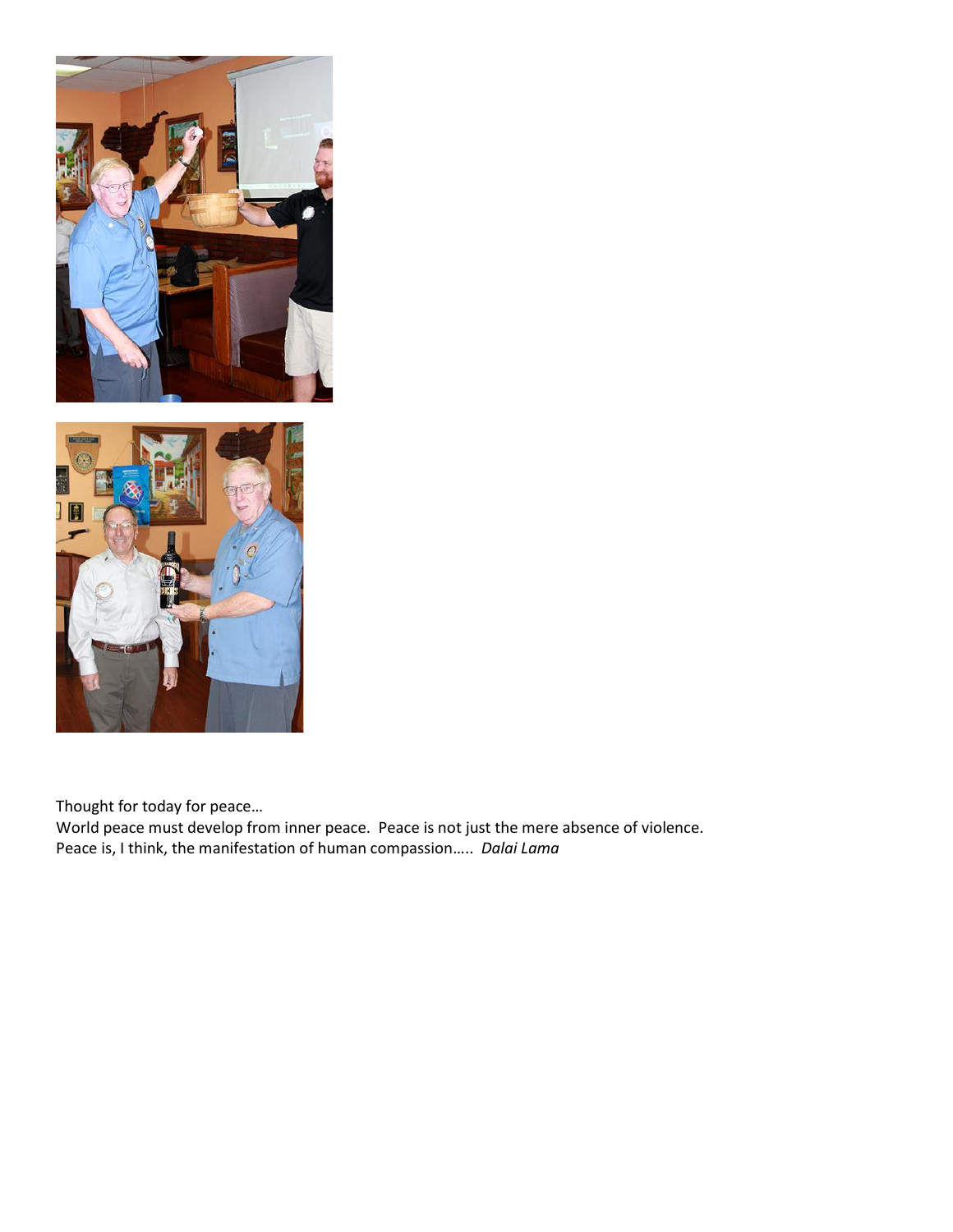Thought for today for peace…
World peace must develop from inner peace.  Peace is not just the mere absence of violence.
Peace is, I think, the manifestation of human compassion…..  *Dalai Lama*